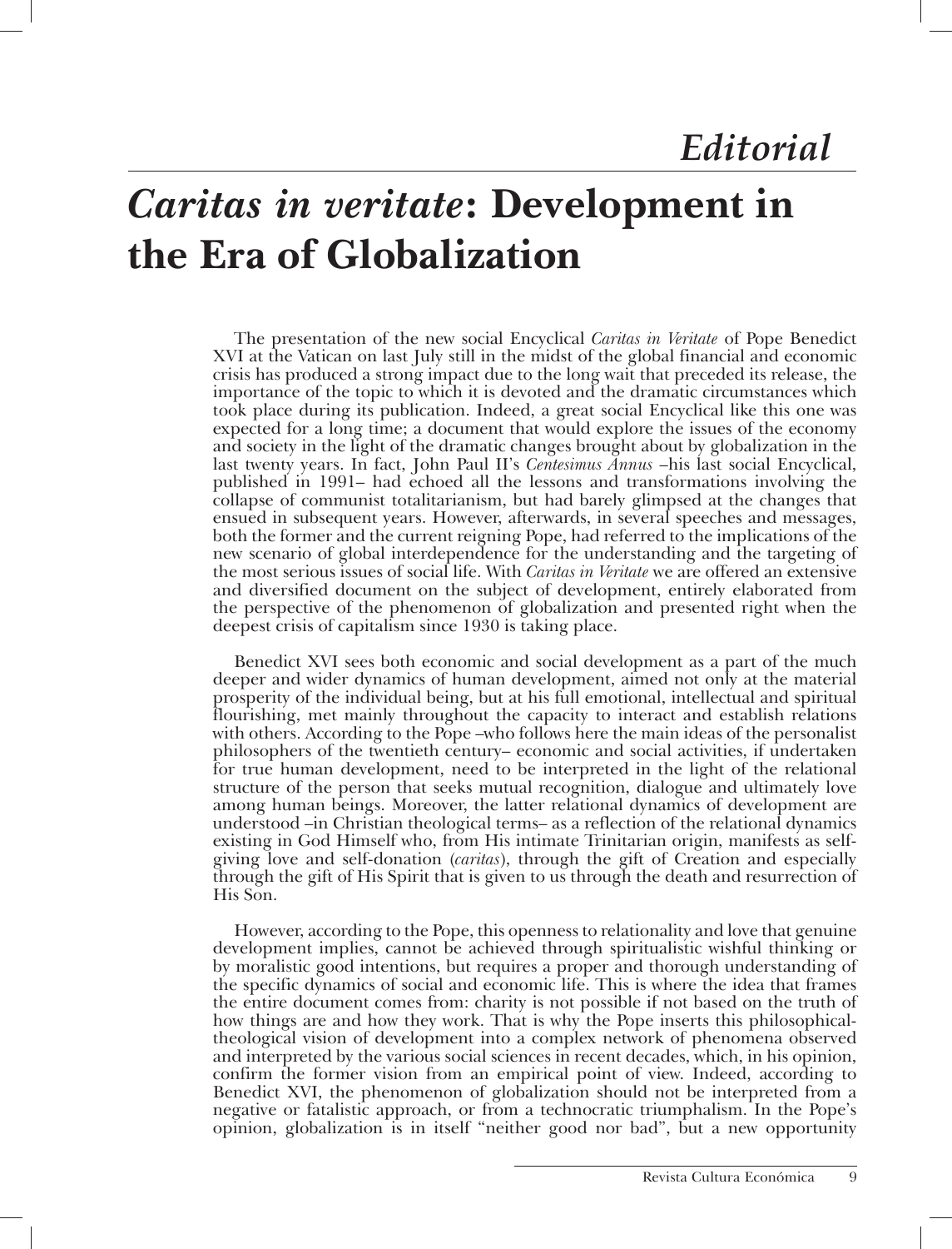# *Editorial*

# *Caritas in veritate*: Development in the Era of Globalization

The presentation of the new social Encyclical *Caritas in Veritate* of Pope Benedict XVI at the Vatican on last July still in the midst of the global financial and economic crisis has produced a strong impact due to the long wait that preceded its release, the importance of the topic to which it is devoted and the dramatic circumstances which took place during its publication. Indeed, a great social Encyclical like this one was expected for a long time; a document that would explore the issues of the economy and society in the light of the dramatic changes brought about by globalization in the last twenty years. In fact, John Paul II's *Centesimus Annus* –his last social Encyclical, published in 1991– had echoed all the lessons and transformations involving the collapse of communist totalitarianism, but had barely glimpsed at the changes that ensued in subsequent years. However, afterwards, in several speeches and messages, both the former and the current reigning Pope, had referred to the implications of the new scenario of global interdependence for the understanding and the targeting of the most serious issues of social life. With *Caritas in Veritate* we are offered an extensive and diversified document on the subject of development, entirely elaborated from the perspective of the phenomenon of globalization and presented right when the deepest crisis of capitalism since 1930 is taking place.

Benedict XVI sees both economic and social development as a part of the much deeper and wider dynamics of human development, aimed not only at the material prosperity of the individual being, but at his full emotional, intellectual and spiritual flourishing, met mainly throughout the capacity to interact and establish relations with others. According to the Pope –who follows here the main ideas of the personalist philosophers of the twentieth century– economic and social activities, if undertaken for true human development, need to be interpreted in the light of the relational structure of the person that seeks mutual recognition, dialogue and ultimately love among human beings. Moreover, the latter relational dynamics of development are understood –in Christian theological terms– as a reflection of the relational dynamics existing in God Himself who, from His intimate Trinitarian origin, manifests as self-giving love and self-donation (*caritas*), through the gift of Creation and especially through the gift of His Spirit that is given to us through the death and resurrection of His Son.

However, according to the Pope, this openness to relationality and love that genuine development implies, cannot be achieved through spiritualistic wishful thinking or by moralistic good intentions, but requires a proper and thorough understanding of the specific dynamics of social and economic life. This is where the idea that frames the entire document comes from: charity is not possible if not based on the truth of how things are and how they work. That is why the Pope inserts this philosophical-theological vision of development into a complex network of phenomena observed and interpreted by the various social sciences in recent decades, which, in his opinion, confirm the former vision from an empirical point of view. Indeed, according to Benedict XVI, the phenomenon of globalization should not be interpreted from a negative or fatalistic approach, or from a technocratic triumphalism. In the Pope's opinion, globalization is in itself "neither good nor bad", but a new opportunity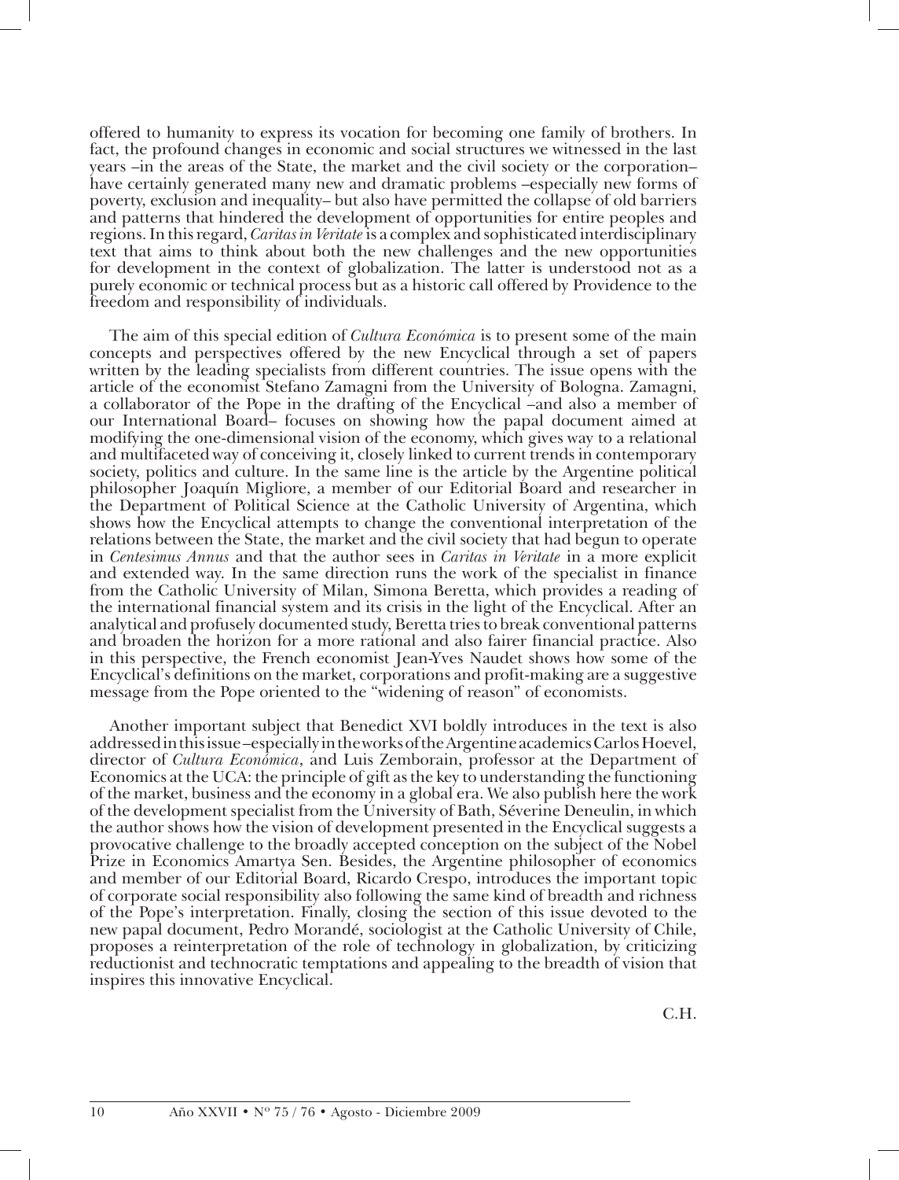offered to humanity to express its vocation for becoming one family of brothers. In fact, the profound changes in economic and social structures we witnessed in the last years –in the areas of the State, the market and the civil society or the corporation– have certainly generated many new and dramatic problems –especially new forms of poverty, exclusion and inequality– but also have permitted the collapse of old barriers and patterns that hindered the development of opportunities for entire peoples and regions. In this regard, *Caritas in Veritate* is a complex and sophisticated interdisciplinary text that aims to think about both the new challenges and the new opportunities for development in the context of globalization. The latter is understood not as a purely economic or technical process but as a historic call offered by Providence to the freedom and responsibility of individuals.

The aim of this special edition of *Cultura Económica* is to present some of the main concepts and perspectives offered by the new Encyclical through a set of papers written by the leading specialists from different countries. The issue opens with the article of the economist Stefano Zamagni from the University of Bologna. Zamagni, a collaborator of the Pope in the drafting of the Encyclical –and also a member of our International Board– focuses on showing how the papal document aimed at modifying the one-dimensional vision of the economy, which gives way to a relational and multifaceted way of conceiving it, closely linked to current trends in contemporary society, politics and culture. In the same line is the article by the Argentine political philosopher Joaquín Migliore, a member of our Editorial Board and researcher in the Department of Political Science at the Catholic University of Argentina, which shows how the Encyclical attempts to change the conventional interpretation of the relations between the State, the market and the civil society that had begun to operate in *Centesimus Annus* and that the author sees in *Caritas in Veritate* in a more explicit and extended way. In the same direction runs the work of the specialist in finance from the Catholic University of Milan, Simona Beretta, which provides a reading of the international financial system and its crisis in the light of the Encyclical. After an analytical and profusely documented study, Beretta tries to break conventional patterns and broaden the horizon for a more rational and also fairer financial practice. Also in this perspective, the French economist Jean-Yves Naudet shows how some of the Encyclical's definitions on the market, corporations and profit-making are a suggestive message from the Pope oriented to the "widening of reason" of economists.

Another important subject that Benedict XVI boldly introduces in the text is also addressed in this issue –especially in the works of the Argentine academics Carlos Hoevel, director of *Cultura Económica*, and Luis Zemborain, professor at the Department of Economics at the UCA: the principle of gift as the key to understanding the functioning of the market, business and the economy in a global era. We also publish here the work of the development specialist from the University of Bath, Séverine Deneulin, in which the author shows how the vision of development presented in the Encyclical suggests a provocative challenge to the broadly accepted conception on the subject of the Nobel Prize in Economics Amartya Sen. Besides, the Argentine philosopher of economics and member of our Editorial Board, Ricardo Crespo, introduces the important topic of corporate social responsibility also following the same kind of breadth and richness of the Pope's interpretation. Finally, closing the section of this issue devoted to the new papal document, Pedro Morandé, sociologist at the Catholic University of Chile, proposes a reinterpretation of the role of technology in globalization, by criticizing reductionist and technocratic temptations and appealing to the breadth of vision that inspires this innovative Encyclical.

C.H.